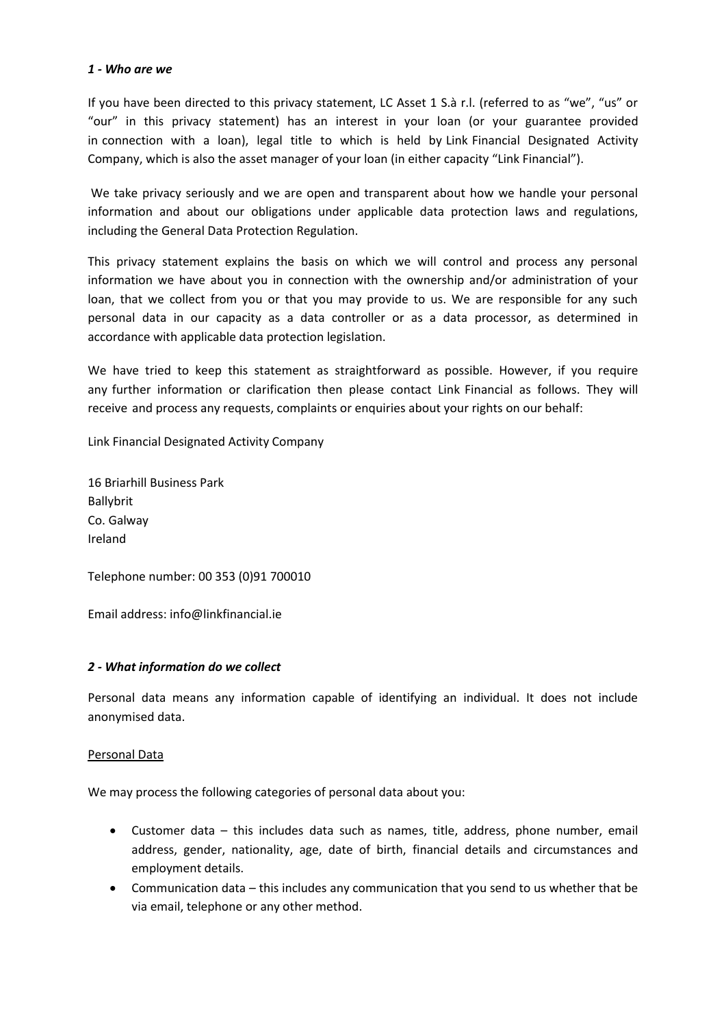### *1 - Who are we*

If you have been directed to this privacy statement, LC Asset 1 S.à r.l. (referred to as "we", "us" or "our" in this privacy statement) has an interest in your loan (or your guarantee provided in connection with a loan), legal title to which is held by Link Financial Designated Activity Company, which is also the asset manager of your loan (in either capacity "Link Financial").

We take privacy seriously and we are open and transparent about how we handle your personal information and about our obligations under applicable data protection laws and regulations, including the General Data Protection Regulation.

This privacy statement explains the basis on which we will control and process any personal information we have about you in connection with the ownership and/or administration of your loan, that we collect from you or that you may provide to us. We are responsible for any such personal data in our capacity as a data controller or as a data processor, as determined in accordance with applicable data protection legislation.

We have tried to keep this statement as straightforward as possible. However, if you require any further information or clarification then please contact Link Financial as follows. They will receive and process any requests, complaints or enquiries about your rights on our behalf:

Link Financial Designated Activity Company

16 Briarhill Business Park
Ballybrit
Co. Galway
Ireland

Telephone number: 00 353 (0)91 700010

Email address: info@linkfinancial.ie

### *2 - What information do we collect*

Personal data means any information capable of identifying an individual. It does not include anonymised data.

<u>Personal Data</u>

We may process the following categories of personal data about you:

- Customer data – this includes data such as names, title, address, phone number, email address, gender, nationality, age, date of birth, financial details and circumstances and employment details.
- Communication data – this includes any communication that you send to us whether that be via email, telephone or any other method.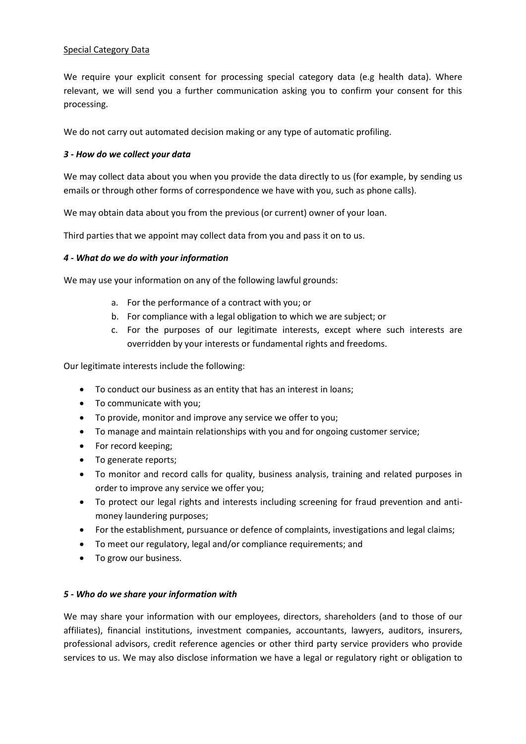Special Category Data

We require your explicit consent for processing special category data (e.g health data). Where relevant, we will send you a further communication asking you to confirm your consent for this processing.

We do not carry out automated decision making or any type of automatic profiling.

### *3 - How do we collect your data*

We may collect data about you when you provide the data directly to us (for example, by sending us emails or through other forms of correspondence we have with you, such as phone calls).

We may obtain data about you from the previous (or current) owner of your loan.

Third parties that we appoint may collect data from you and pass it on to us.

### *4 - What do we do with your information*

We may use your information on any of the following lawful grounds:

a. For the performance of a contract with you; or
b. For compliance with a legal obligation to which we are subject; or
c. For the purposes of our legitimate interests, except where such interests are overridden by your interests or fundamental rights and freedoms.

Our legitimate interests include the following:

- To conduct our business as an entity that has an interest in loans;
- To communicate with you;
- To provide, monitor and improve any service we offer to you;
- To manage and maintain relationships with you and for ongoing customer service;
- For record keeping;
- To generate reports;
- To monitor and record calls for quality, business analysis, training and related purposes in order to improve any service we offer you;
- To protect our legal rights and interests including screening for fraud prevention and anti-money laundering purposes;
- For the establishment, pursuance or defence of complaints, investigations and legal claims;
- To meet our regulatory, legal and/or compliance requirements; and
- To grow our business.

### *5 - Who do we share your information with*

We may share your information with our employees, directors, shareholders (and to those of our affiliates), financial institutions, investment companies, accountants, lawyers, auditors, insurers, professional advisors, credit reference agencies or other third party service providers who provide services to us. We may also disclose information we have a legal or regulatory right or obligation to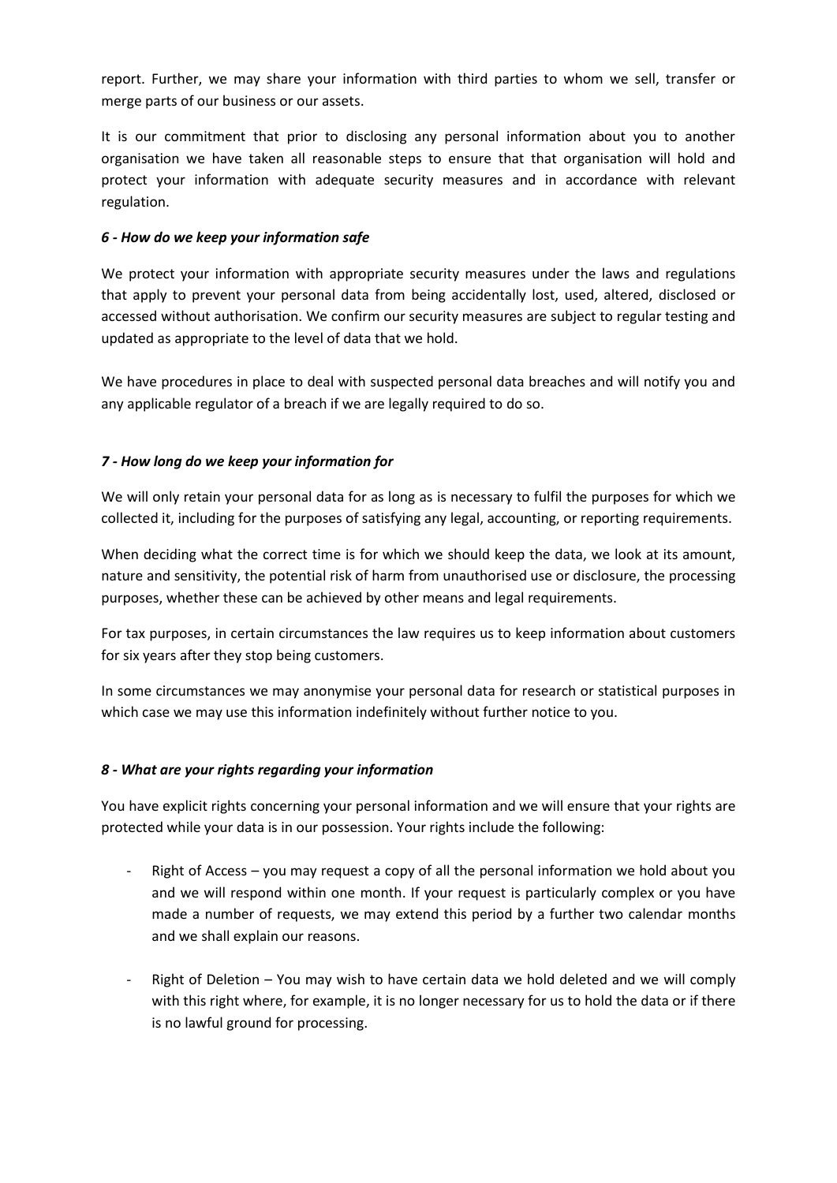report. Further, we may share your information with third parties to whom we sell, transfer or merge parts of our business or our assets.

It is our commitment that prior to disclosing any personal information about you to another organisation we have taken all reasonable steps to ensure that that organisation will hold and protect your information with adequate security measures and in accordance with relevant regulation.

### *6 - How do we keep your information safe*

We protect your information with appropriate security measures under the laws and regulations that apply to prevent your personal data from being accidentally lost, used, altered, disclosed or accessed without authorisation. We confirm our security measures are subject to regular testing and updated as appropriate to the level of data that we hold.

We have procedures in place to deal with suspected personal data breaches and will notify you and any applicable regulator of a breach if we are legally required to do so.

### *7 - How long do we keep your information for*

We will only retain your personal data for as long as is necessary to fulfil the purposes for which we collected it, including for the purposes of satisfying any legal, accounting, or reporting requirements.

When deciding what the correct time is for which we should keep the data, we look at its amount, nature and sensitivity, the potential risk of harm from unauthorised use or disclosure, the processing purposes, whether these can be achieved by other means and legal requirements.

For tax purposes, in certain circumstances the law requires us to keep information about customers for six years after they stop being customers.

In some circumstances we may anonymise your personal data for research or statistical purposes in which case we may use this information indefinitely without further notice to you.

### *8 - What are your rights regarding your information*

You have explicit rights concerning your personal information and we will ensure that your rights are protected while your data is in our possession. Your rights include the following:

- Right of Access – you may request a copy of all the personal information we hold about you and we will respond within one month. If your request is particularly complex or you have made a number of requests, we may extend this period by a further two calendar months and we shall explain our reasons.

- Right of Deletion – You may wish to have certain data we hold deleted and we will comply with this right where, for example, it is no longer necessary for us to hold the data or if there is no lawful ground for processing.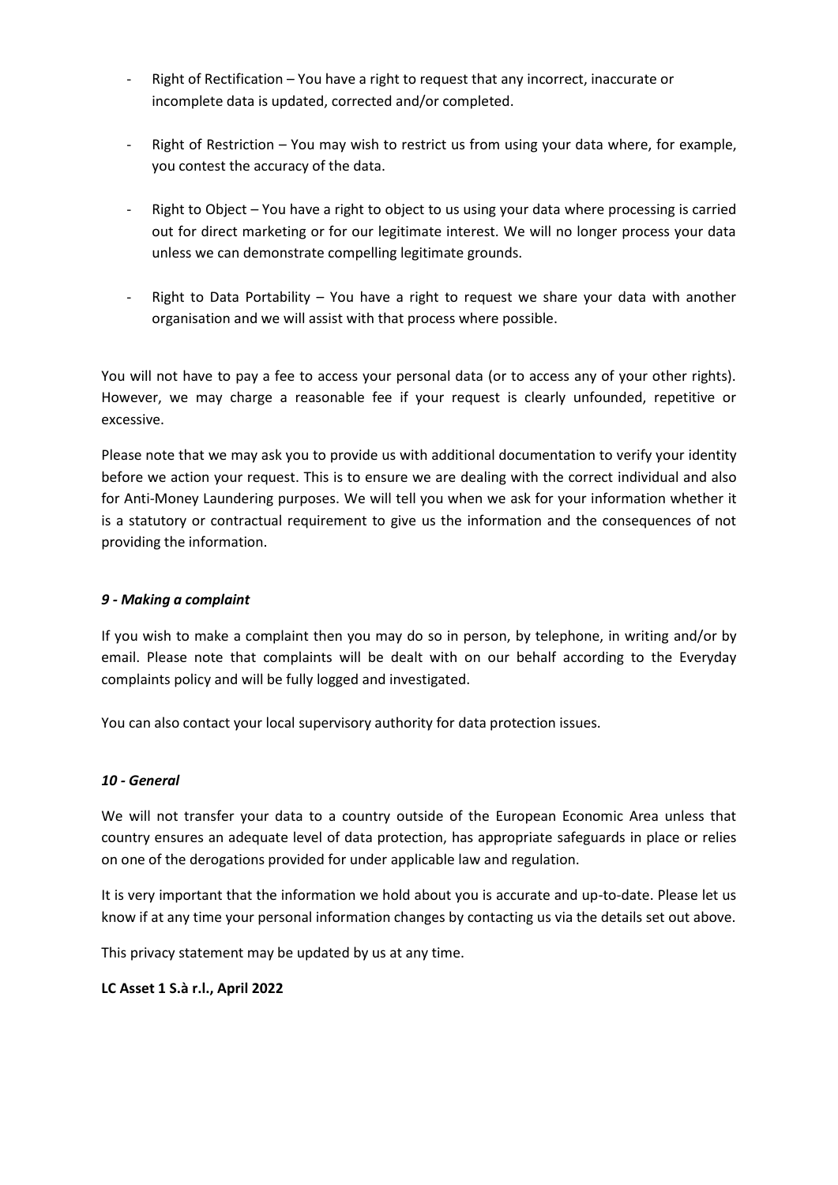- Right of Rectification – You have a right to request that any incorrect, inaccurate or incomplete data is updated, corrected and/or completed.

- Right of Restriction – You may wish to restrict us from using your data where, for example, you contest the accuracy of the data.

- Right to Object – You have a right to object to us using your data where processing is carried out for direct marketing or for our legitimate interest. We will no longer process your data unless we can demonstrate compelling legitimate grounds.

- Right to Data Portability – You have a right to request we share your data with another organisation and we will assist with that process where possible.

You will not have to pay a fee to access your personal data (or to access any of your other rights). However, we may charge a reasonable fee if your request is clearly unfounded, repetitive or excessive.

Please note that we may ask you to provide us with additional documentation to verify your identity before we action your request. This is to ensure we are dealing with the correct individual and also for Anti-Money Laundering purposes. We will tell you when we ask for your information whether it is a statutory or contractual requirement to give us the information and the consequences of not providing the information.

### *9 - Making a complaint*

If you wish to make a complaint then you may do so in person, by telephone, in writing and/or by email. Please note that complaints will be dealt with on our behalf according to the Everyday complaints policy and will be fully logged and investigated.

You can also contact your local supervisory authority for data protection issues.

### *10 - General*

We will not transfer your data to a country outside of the European Economic Area unless that country ensures an adequate level of data protection, has appropriate safeguards in place or relies on one of the derogations provided for under applicable law and regulation.

It is very important that the information we hold about you is accurate and up-to-date. Please let us know if at any time your personal information changes by contacting us via the details set out above.

This privacy statement may be updated by us at any time.

**LC Asset 1 S.à r.l., April 2022**